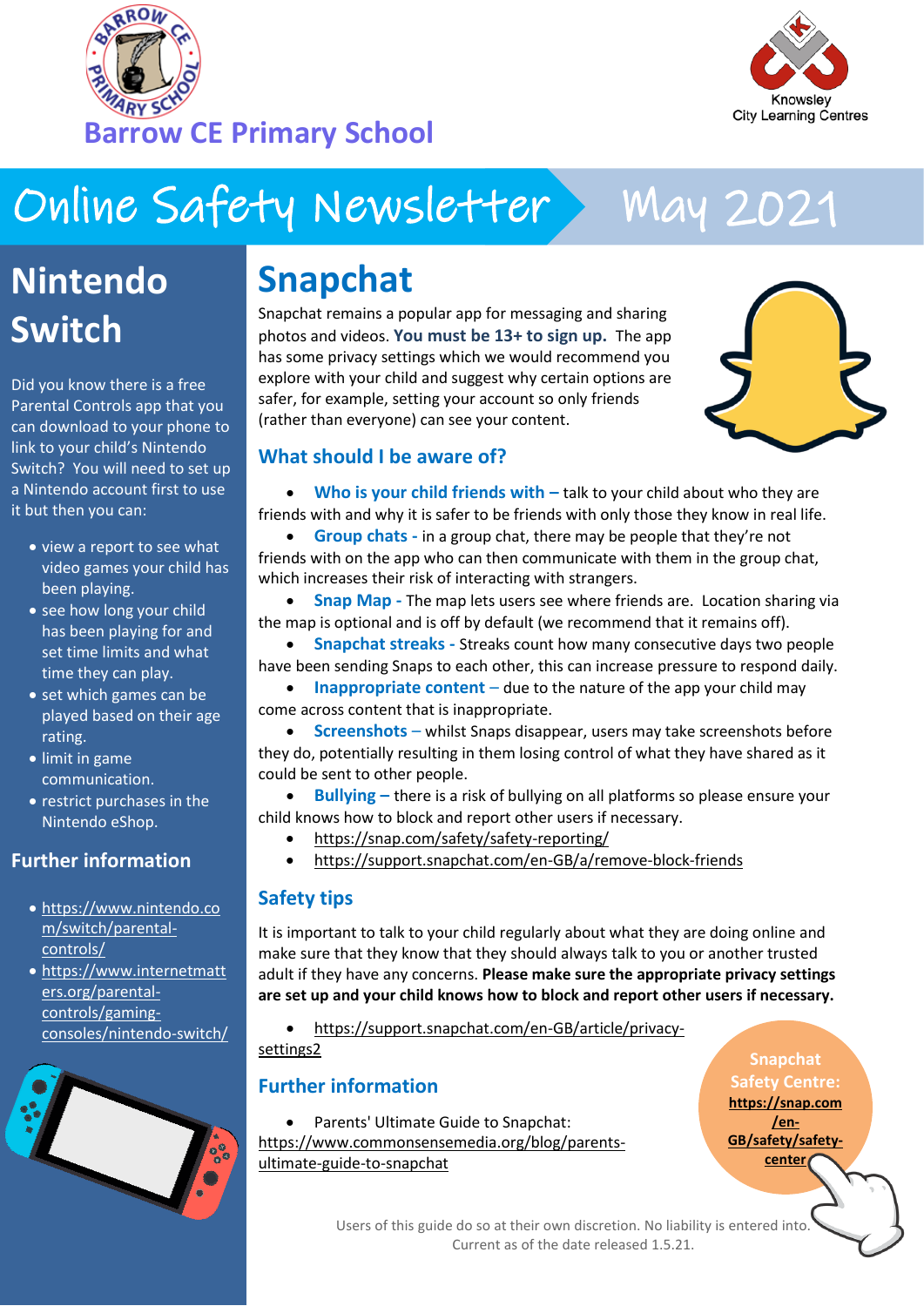# Barrow CE Primary School

Knowsley City Learning Centres

# Online Safety Newsletter May 2021

## Nintendo Switch

Did you know there is a free Parental Controls app that you can download to your phone to link to your child's Nintendo Switch? You will need to set up a Nintendo account first to use it but then you can:

- view a report to see what video games your child has been playing.
- see how long your child has been playing for and set time limits and what time they can play.
- set which games can be played based on their age rating.
- limit in game communication.
- restrict purchases in the Nintendo eShop.

### Further information

- https://www.nintendo.com/switch/parental-controls/
- https://www.internetmatters.org/parental-controls/gaming-consoles/nintendo-switch/

## Snapchat

Snapchat remains a popular app for messaging and sharing photos and videos. **You must be 13+ to sign up.** The app has some privacy settings which we would recommend you explore with your child and suggest why certain options are safer, for example, setting your account so only friends (rather than everyone) can see your content.

### What should I be aware of?

- **Who is your child friends with –** talk to your child about who they are friends with and why it is safer to be friends with only those they know in real life.
- **Group chats -** in a group chat, there may be people that they're not friends with on the app who can then communicate with them in the group chat, which increases their risk of interacting with strangers.
- **Snap Map -** The map lets users see where friends are. Location sharing via the map is optional and is off by default (we recommend that it remains off).
- **Snapchat streaks -** Streaks count how many consecutive days two people have been sending Snaps to each other, this can increase pressure to respond daily.
- **Inappropriate content –** due to the nature of the app your child may come across content that is inappropriate.
- **Screenshots –** whilst Snaps disappear, users may take screenshots before they do, potentially resulting in them losing control of what they have shared as it could be sent to other people.
- **Bullying –** there is a risk of bullying on all platforms so please ensure your child knows how to block and report other users if necessary.
- https://snap.com/safety/safety-reporting/
- https://support.snapchat.com/en-GB/a/remove-block-friends

### Safety tips

It is important to talk to your child regularly about what they are doing online and make sure that they know that they should always talk to you or another trusted adult if they have any concerns. **Please make sure the appropriate privacy settings are set up and your child knows how to block and report other users if necessary.**

- https://support.snapchat.com/en-GB/article/privacy-settings2

### Further information

- Parents' Ultimate Guide to Snapchat: https://www.commonsensemedia.org/blog/parents-ultimate-guide-to-snapchat

**Snapchat Safety Centre:** **https://snap.com/en-GB/safety/safety-center**

Users of this guide do so at their own discretion. No liability is entered into. Current as of the date released 1.5.21.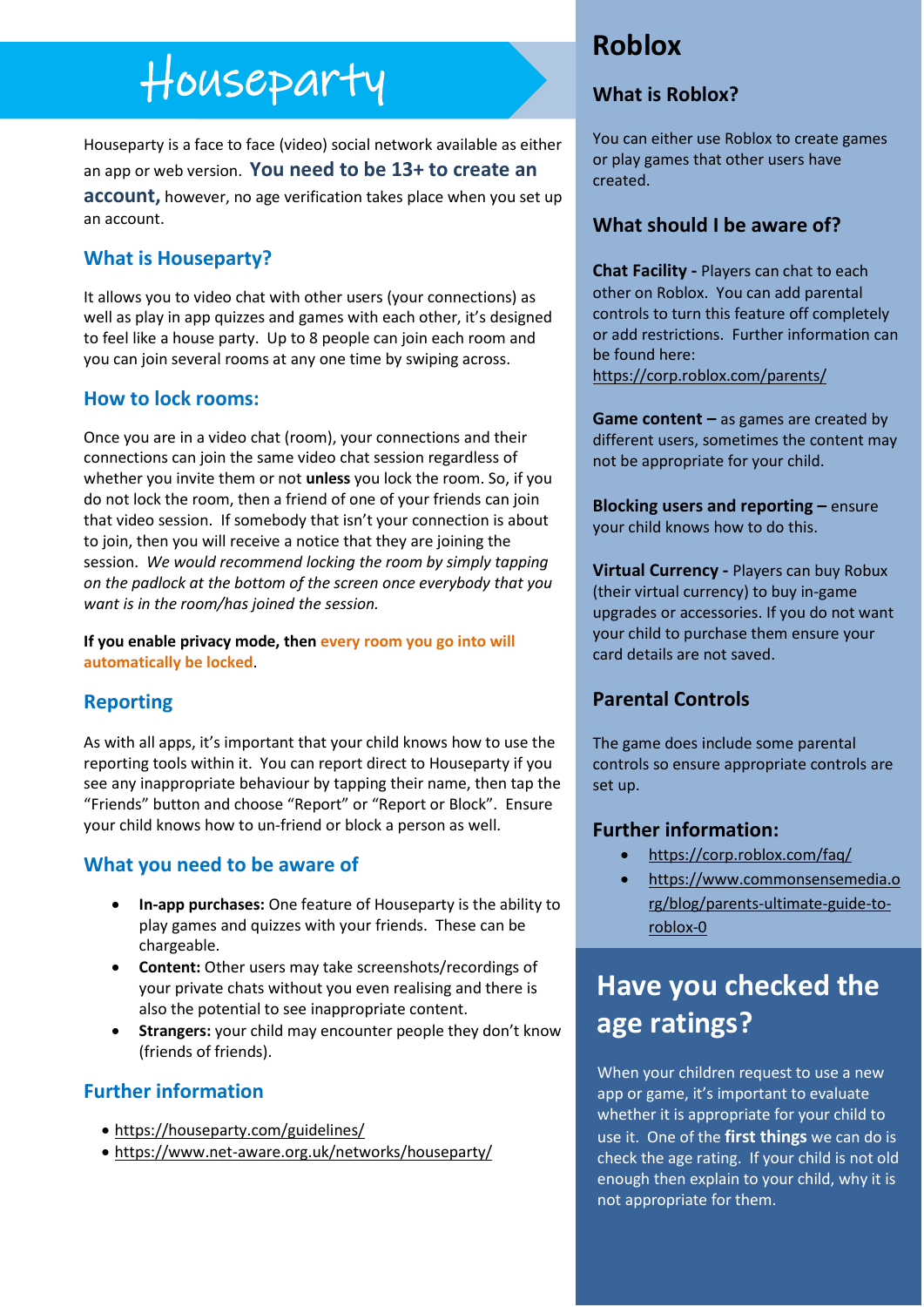# Houseparty

Houseparty is a face to face (video) social network available as either an app or web version. **You need to be 13+ to create an account,** however, no age verification takes place when you set up an account.

## What is Houseparty?

It allows you to video chat with other users (your connections) as well as play in app quizzes and games with each other, it's designed to feel like a house party. Up to 8 people can join each room and you can join several rooms at any one time by swiping across.

## How to lock rooms:

Once you are in a video chat (room), your connections and their connections can join the same video chat session regardless of whether you invite them or not **unless** you lock the room. So, if you do not lock the room, then a friend of one of your friends can join that video session. If somebody that isn't your connection is about to join, then you will receive a notice that they are joining the session. *We would recommend locking the room by simply tapping on the padlock at the bottom of the screen once everybody that you want is in the room/has joined the session.*

**If you enable privacy mode, then every room you go into will automatically be locked**.

## Reporting

As with all apps, it's important that your child knows how to use the reporting tools within it. You can report direct to Houseparty if you see any inappropriate behaviour by tapping their name, then tap the "Friends" button and choose "Report" or "Report or Block". Ensure your child knows how to un-friend or block a person as well.

## What you need to be aware of

- **In-app purchases:** One feature of Houseparty is the ability to play games and quizzes with your friends. These can be chargeable.
- **Content:** Other users may take screenshots/recordings of your private chats without you even realising and there is also the potential to see inappropriate content.
- **Strangers:** your child may encounter people they don't know (friends of friends).

## Further information

- https://houseparty.com/guidelines/
- https://www.net-aware.org.uk/networks/houseparty/

# Roblox

## What is Roblox?

You can either use Roblox to create games or play games that other users have created.

## What should I be aware of?

**Chat Facility -** Players can chat to each other on Roblox. You can add parental controls to turn this feature off completely or add restrictions. Further information can be found here: https://corp.roblox.com/parents/

**Game content –** as games are created by different users, sometimes the content may not be appropriate for your child.

**Blocking users and reporting –** ensure your child knows how to do this.

**Virtual Currency -** Players can buy Robux (their virtual currency) to buy in-game upgrades or accessories. If you do not want your child to purchase them ensure your card details are not saved.

## Parental Controls

The game does include some parental controls so ensure appropriate controls are set up.

## Further information:

- https://corp.roblox.com/faq/
- https://www.commonsensemedia.org/blog/parents-ultimate-guide-to-roblox-0

# Have you checked the age ratings?

When your children request to use a new app or game, it's important to evaluate whether it is appropriate for your child to use it. One of the **first things** we can do is check the age rating. If your child is not old enough then explain to your child, why it is not appropriate for them.